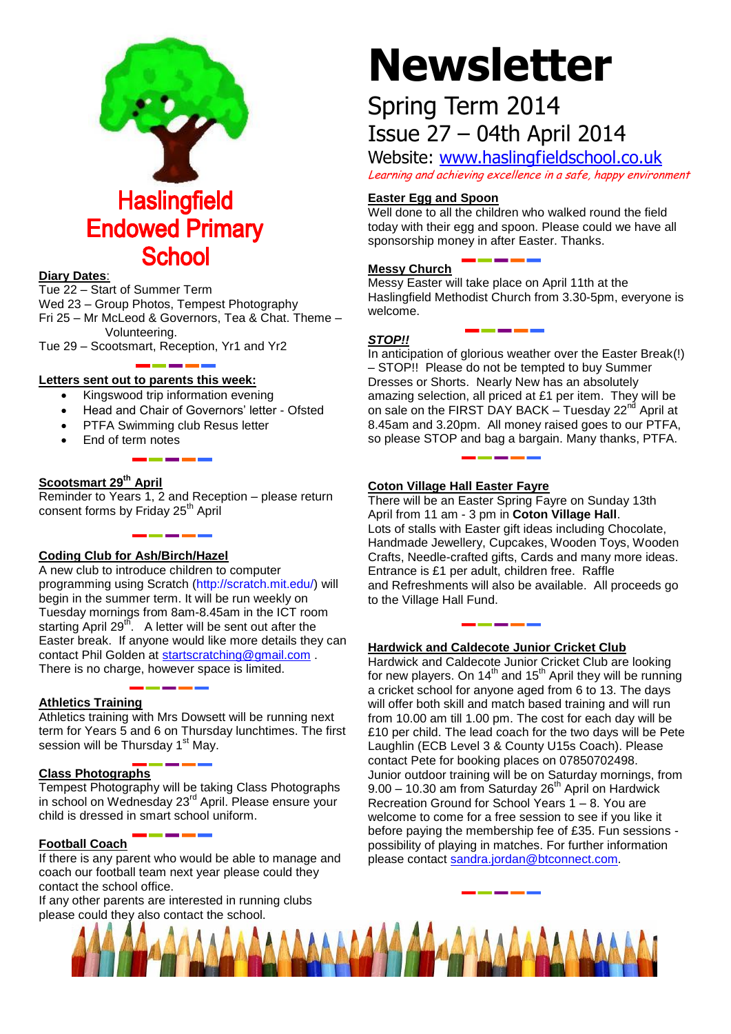# Haslingfield Endowed Primary School

# Newsletter

Spring Term 2014

Issue 27 – 04th April 2014

Website: www.haslingfieldschool.co.uk

*Learning and achieving excellence in a safe, happy environment*

**Diary Dates:**

Tue 22 – Start of Summer Term
Wed 23 – Group Photos, Tempest Photography
Fri 25 – Mr McLeod & Governors, Tea & Chat. Theme – Volunteering.
Tue 29 – Scootsmart, Reception, Yr1 and Yr2

**Letters sent out to parents this week:**

- Kingswood trip information evening
- Head and Chair of Governors' letter - Ofsted
- PTFA Swimming club Resus letter
- End of term notes

**Scootsmart 29th April**

Reminder to Years 1, 2 and Reception – please return consent forms by Friday 25th April

**Coding Club for Ash/Birch/Hazel**

A new club to introduce children to computer programming using Scratch (http://scratch.mit.edu/) will begin in the summer term. It will be run weekly on Tuesday mornings from 8am-8.45am in the ICT room starting April 29th. A letter will be sent out after the Easter break. If anyone would like more details they can contact Phil Golden at startscratching@gmail.com . There is no charge, however space is limited.

**Athletics Training**

Athletics training with Mrs Dowsett will be running next term for Years 5 and 6 on Thursday lunchtimes. The first session will be Thursday 1st May.

**Class Photographs**

Tempest Photography will be taking Class Photographs in school on Wednesday 23rd April. Please ensure your child is dressed in smart school uniform.

**Football Coach**

If there is any parent who would be able to manage and coach our football team next year please could they contact the school office.

If any other parents are interested in running clubs please could they also contact the school.

**Easter Egg and Spoon**

Well done to all the children who walked round the field today with their egg and spoon. Please could we have all sponsorship money in after Easter. Thanks.

**Messy Church**

Messy Easter will take place on April 11th at the Haslingfield Methodist Church from 3.30-5pm, everyone is welcome.

***STOP!!***

In anticipation of glorious weather over the Easter Break(!) – STOP!! Please do not be tempted to buy Summer Dresses or Shorts. Nearly New has an absolutely amazing selection, all priced at £1 per item. They will be on sale on the FIRST DAY BACK – Tuesday 22nd April at 8.45am and 3.20pm. All money raised goes to our PTFA, so please STOP and bag a bargain. Many thanks, PTFA.

**Coton Village Hall Easter Fayre**

There will be an Easter Spring Fayre on Sunday 13th April from 11 am - 3 pm in **Coton Village Hall**.
Lots of stalls with Easter gift ideas including Chocolate, Handmade Jewellery, Cupcakes, Wooden Toys, Wooden Crafts, Needle-crafted gifts, Cards and many more ideas. Entrance is £1 per adult, children free. Raffle and Refreshments will also be available. All proceeds go to the Village Hall Fund.

**Hardwick and Caldecote Junior Cricket Club**

Hardwick and Caldecote Junior Cricket Club are looking for new players. On 14th and 15th April they will be running a cricket school for anyone aged from 6 to 13. The days will offer both skill and match based training and will run from 10.00 am till 1.00 pm. The cost for each day will be £10 per child. The lead coach for the two days will be Pete Laughlin (ECB Level 3 & County U15s Coach). Please contact Pete for booking places on 07850702498.
Junior outdoor training will be on Saturday mornings, from 9.00 – 10.30 am from Saturday 26th April on Hardwick Recreation Ground for School Years 1 – 8. You are welcome to come for a free session to see if you like it before paying the membership fee of £35. Fun sessions - possibility of playing in matches. For further information please contact sandra.jordan@btconnect.com.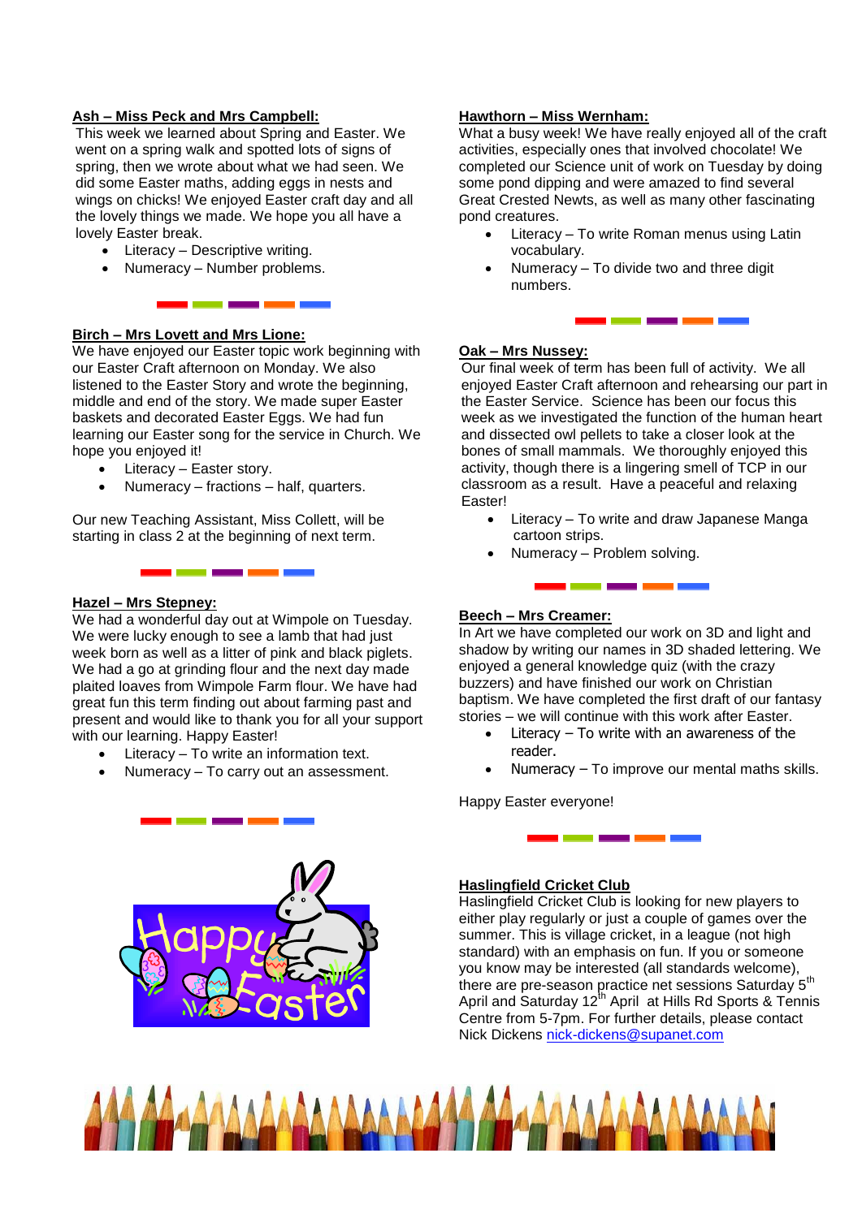**Ash – Miss Peck and Mrs Campbell:**

This week we learned about Spring and Easter. We went on a spring walk and spotted lots of signs of spring, then we wrote about what we had seen. We did some Easter maths, adding eggs in nests and wings on chicks! We enjoyed Easter craft day and all the lovely things we made. We hope you all have a lovely Easter break.

- Literacy – Descriptive writing.
- Numeracy – Number problems.

**Birch – Mrs Lovett and Mrs Lione:**

We have enjoyed our Easter topic work beginning with our Easter Craft afternoon on Monday. We also listened to the Easter Story and wrote the beginning, middle and end of the story. We made super Easter baskets and decorated Easter Eggs. We had fun learning our Easter song for the service in Church. We hope you enjoyed it!

- Literacy – Easter story.
- Numeracy – fractions – half, quarters.

Our new Teaching Assistant, Miss Collett, will be starting in class 2 at the beginning of next term.

**Hazel – Mrs Stepney:**

We had a wonderful day out at Wimpole on Tuesday. We were lucky enough to see a lamb that had just week born as well as a litter of pink and black piglets. We had a go at grinding flour and the next day made plaited loaves from Wimpole Farm flour. We have had great fun this term finding out about farming past and present and would like to thank you for all your support with our learning. Happy Easter!

- Literacy – To write an information text.
- Numeracy – To carry out an assessment.

**Hawthorn – Miss Wernham:**

What a busy week! We have really enjoyed all of the craft activities, especially ones that involved chocolate! We completed our Science unit of work on Tuesday by doing some pond dipping and were amazed to find several Great Crested Newts, as well as many other fascinating pond creatures.

- Literacy – To write Roman menus using Latin vocabulary.
- Numeracy – To divide two and three digit numbers.

**Oak – Mrs Nussey:**

Our final week of term has been full of activity. We all enjoyed Easter Craft afternoon and rehearsing our part in the Easter Service. Science has been our focus this week as we investigated the function of the human heart and dissected owl pellets to take a closer look at the bones of small mammals. We thoroughly enjoyed this activity, though there is a lingering smell of TCP in our classroom as a result. Have a peaceful and relaxing Easter!

- Literacy – To write and draw Japanese Manga cartoon strips.
- Numeracy – Problem solving.

**Beech – Mrs Creamer:**

In Art we have completed our work on 3D and light and shadow by writing our names in 3D shaded lettering. We enjoyed a general knowledge quiz (with the crazy buzzers) and have finished our work on Christian baptism. We have completed the first draft of our fantasy stories – we will continue with this work after Easter.

- Literacy – To write with an awareness of the reader.
- Numeracy – To improve our mental maths skills.

Happy Easter everyone!

**Haslingfield Cricket Club**

Haslingfield Cricket Club is looking for new players to either play regularly or just a couple of games over the summer. This is village cricket, in a league (not high standard) with an emphasis on fun. If you or someone you know may be interested (all standards welcome), there are pre-season practice net sessions Saturday 5th April and Saturday 12th April at Hills Rd Sports & Tennis Centre from 5-7pm. For further details, please contact Nick Dickens nick-dickens@supanet.com